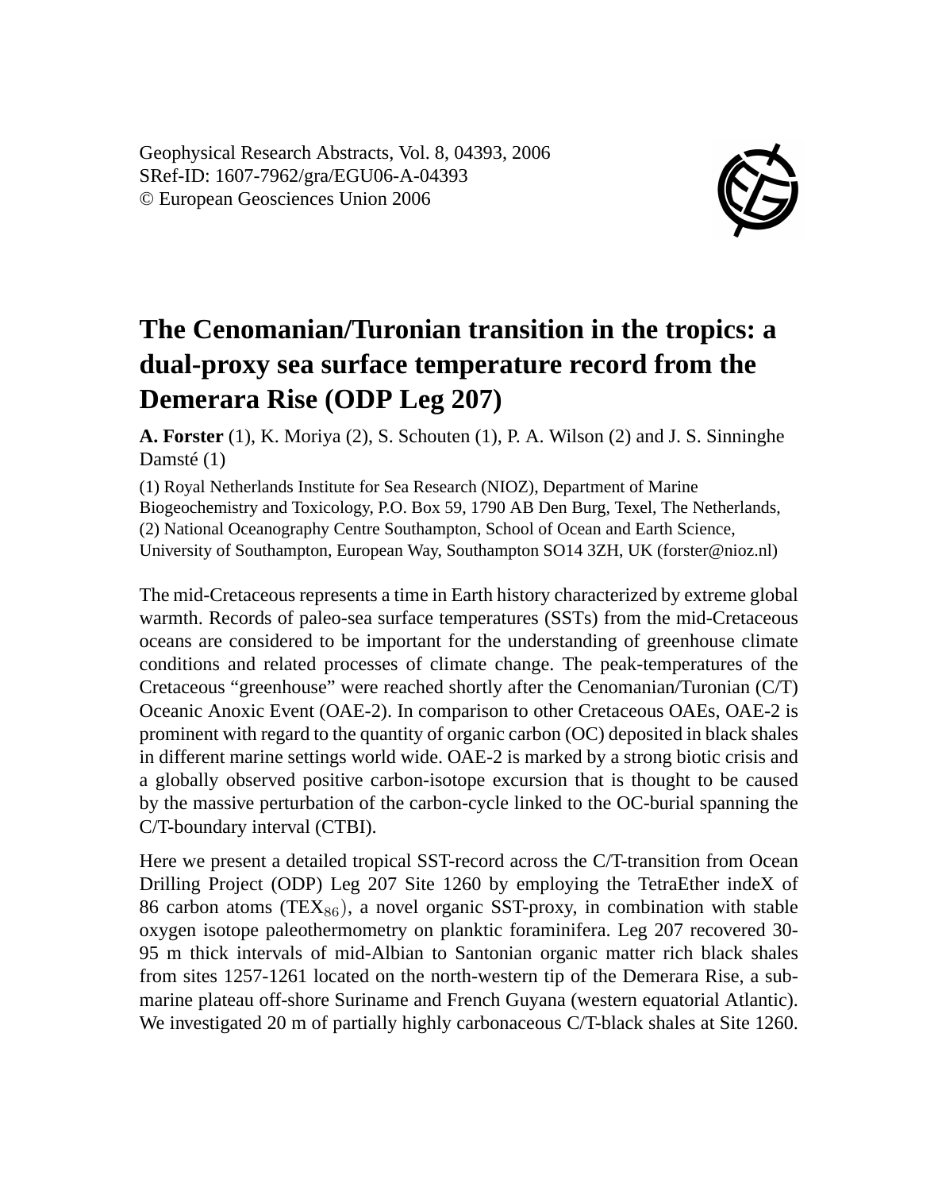# The Cenomanian/Turonian transition in the tropics: a dual-proxy sea surface temperature record from the Demerara Rise (ODP Leg 207)

**A. Forster** (1), K. Moriya (2), S. Schouten (1), P. A. Wilson (2) and J. S. Sinninghe Damsté (1)

(1) Royal Netherlands Institute for Sea Research (NIOZ), Department of Marine Biogeochemistry and Toxicology, P.O. Box 59, 1790 AB Den Burg, Texel, The Netherlands, (2) National Oceanography Centre Southampton, School of Ocean and Earth Science, University of Southampton, European Way, Southampton SO14 3ZH, UK (forster@nioz.nl)

The mid-Cretaceous represents a time in Earth history characterized by extreme global warmth. Records of paleo-sea surface temperatures (SSTs) from the mid-Cretaceous oceans are considered to be important for the understanding of greenhouse climate conditions and related processes of climate change. The peak-temperatures of the Cretaceous "greenhouse" were reached shortly after the Cenomanian/Turonian (C/T) Oceanic Anoxic Event (OAE-2). In comparison to other Cretaceous OAEs, OAE-2 is prominent with regard to the quantity of organic carbon (OC) deposited in black shales in different marine settings world wide. OAE-2 is marked by a strong biotic crisis and a globally observed positive carbon-isotope excursion that is thought to be caused by the massive perturbation of the carbon-cycle linked to the OC-burial spanning the C/T-boundary interval (CTBI).

Here we present a detailed tropical SST-record across the C/T-transition from Ocean Drilling Project (ODP) Leg 207 Site 1260 by employing the TetraEther indeX of 86 carbon atoms ($TEX_{86}$), a novel organic SST-proxy, in combination with stable oxygen isotope paleothermometry on planktic foraminifera. Leg 207 recovered 30-95 m thick intervals of mid-Albian to Santonian organic matter rich black shales from sites 1257-1261 located on the north-western tip of the Demerara Rise, a submarine plateau off-shore Suriname and French Guyana (western equatorial Atlantic). We investigated 20 m of partially highly carbonaceous C/T-black shales at Site 1260.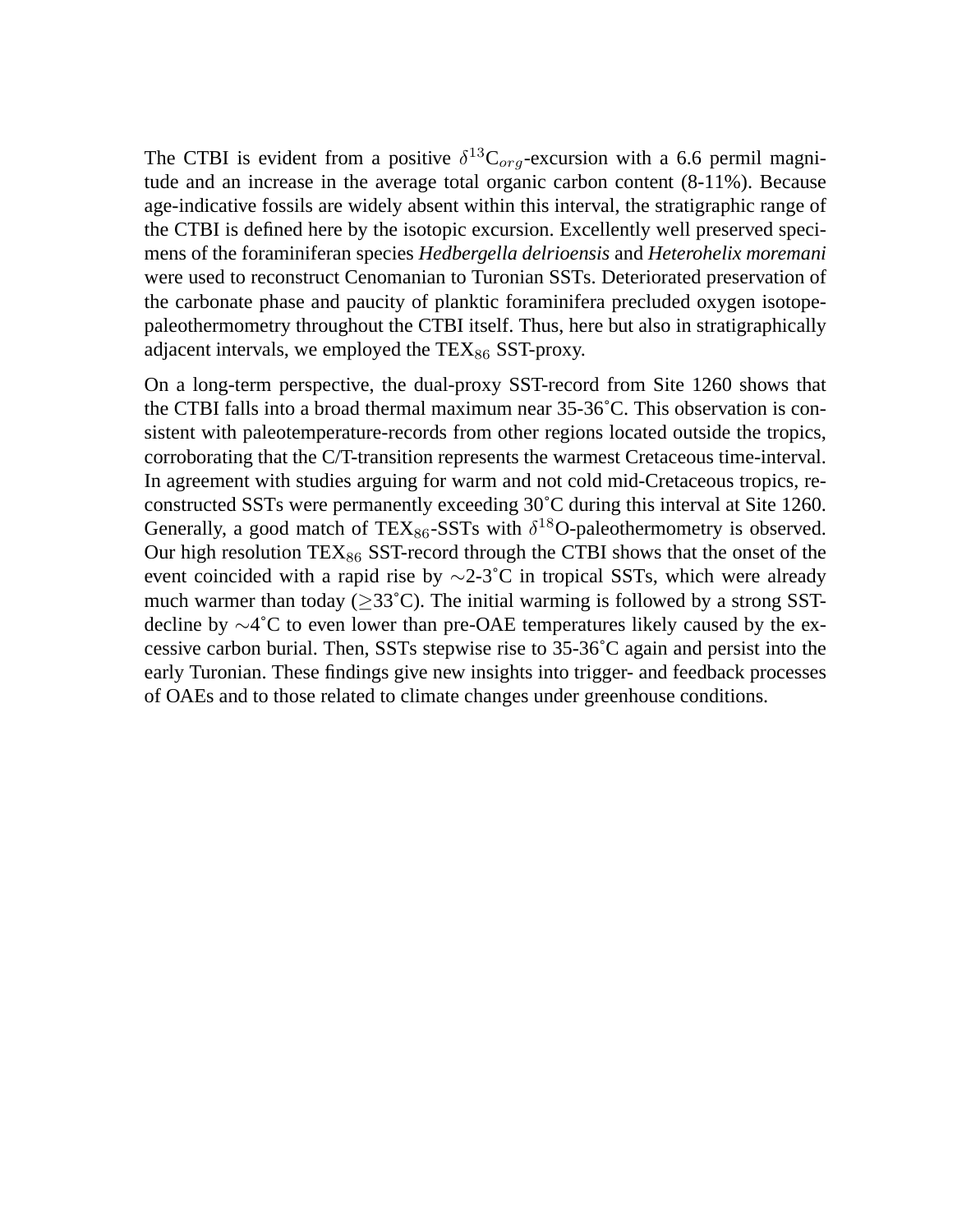The CTBI is evident from a positive $\delta^{13}C_{org}$-excursion with a 6.6 permil magnitude and an increase in the average total organic carbon content (8-11%). Because age-indicative fossils are widely absent within this interval, the stratigraphic range of the CTBI is defined here by the isotopic excursion. Excellently well preserved specimens of the foraminiferan species *Hedbergella delrioensis* and *Heterohelix moremani* were used to reconstruct Cenomanian to Turonian SSTs. Deteriorated preservation of the carbonate phase and paucity of planktic foraminifera precluded oxygen isotope-paleothermometry throughout the CTBI itself. Thus, here but also in stratigraphically adjacent intervals, we employed the $TEX_{86}$ SST-proxy.

On a long-term perspective, the dual-proxy SST-record from Site 1260 shows that the CTBI falls into a broad thermal maximum near 35-36˚C. This observation is consistent with paleotemperature-records from other regions located outside the tropics, corroborating that the C/T-transition represents the warmest Cretaceous time-interval. In agreement with studies arguing for warm and not cold mid-Cretaceous tropics, reconstructed SSTs were permanently exceeding 30˚C during this interval at Site 1260. Generally, a good match of $TEX_{86}$-SSTs with $\delta^{18}O$-paleothermometry is observed. Our high resolution $TEX_{86}$ SST-record through the CTBI shows that the onset of the event coincided with a rapid rise by $\sim$2-3˚C in tropical SSTs, which were already much warmer than today ($\geq$33˚C). The initial warming is followed by a strong SST-decline by $\sim$4˚C to even lower than pre-OAE temperatures likely caused by the excessive carbon burial. Then, SSTs stepwise rise to 35-36˚C again and persist into the early Turonian. These findings give new insights into trigger- and feedback processes of OAEs and to those related to climate changes under greenhouse conditions.